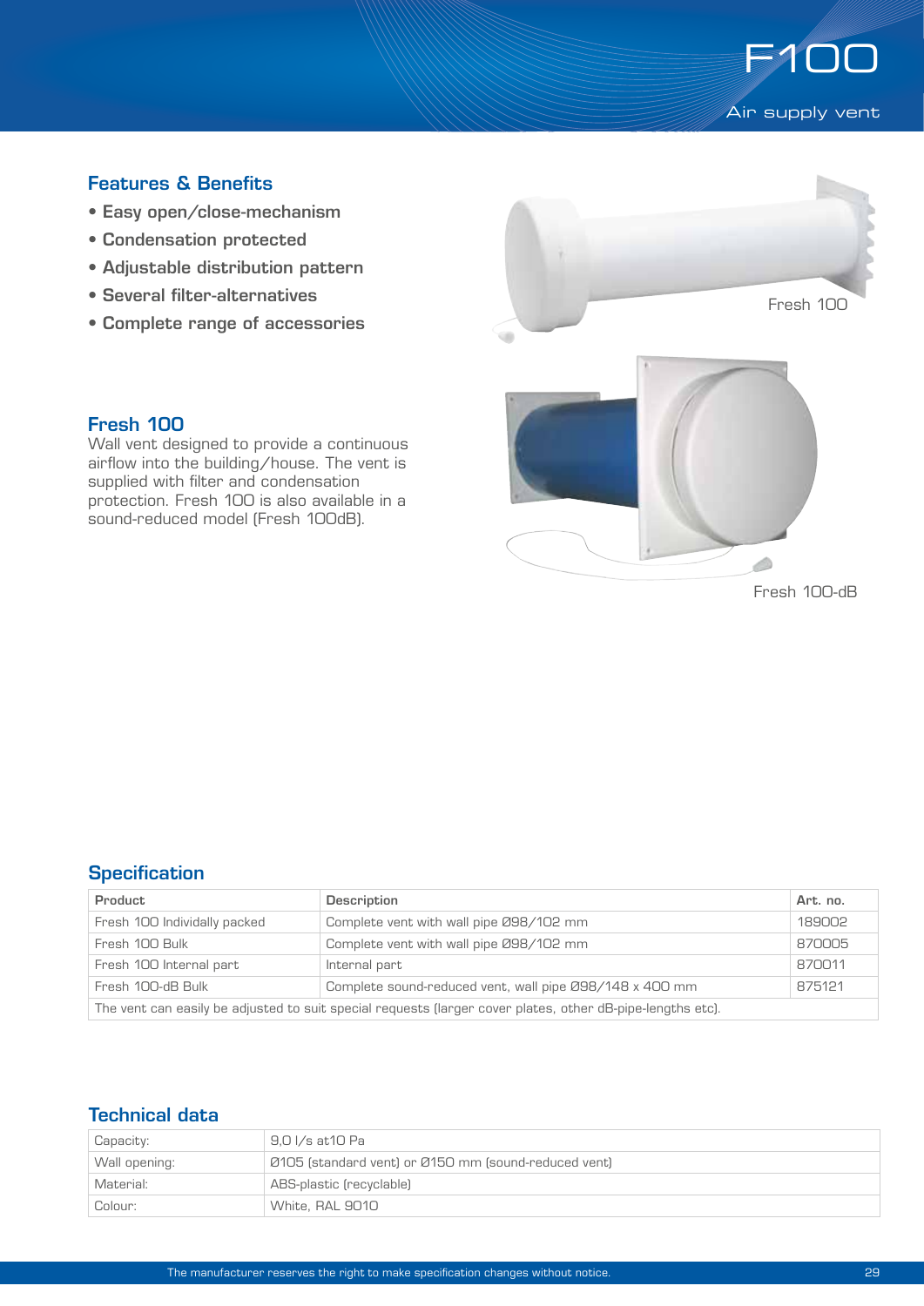# F100

Air supply vent

## Features & Benefits

- Easy open/close-mechanism
- Condensation protected
- Adjustable distribution pattern
- Several filter-alternatives
- Complete range of accessories

Fresh 100

Fresh 100-dB

## Fresh 100

Wall vent designed to provide a continuous airflow into the building/house. The vent is supplied with filter and condensation protection. Fresh 100 is also available in a sound-reduced model (Fresh 100dB).

## Specification

| Product | Description | Art. no. |
|---|---|---|
| Fresh 100 Individually packed | Complete vent with wall pipe Ø98/102 mm | 189002 |
| Fresh 100 Bulk | Complete vent with wall pipe Ø98/102 mm | 870005 |
| Fresh 100 Internal part | Internal part | 870011 |
| Fresh 100-dB Bulk | Complete sound-reduced vent, wall pipe Ø98/148 x 400 mm | 875121 |
| The vent can easily be adjusted to suit special requests (larger cover plates, other dB-pipe-lengths etc). | | |

## Technical data

| | |
|---|---|
| Capacity: | 9,0 l/s at10 Pa |
| Wall opening: | Ø105 (standard vent) or Ø150 mm (sound-reduced vent) |
| Material: | ABS-plastic (recyclable) |
| Colour: | White, RAL 9010 |

The manufacturer reserves the right to make specification changes without notice.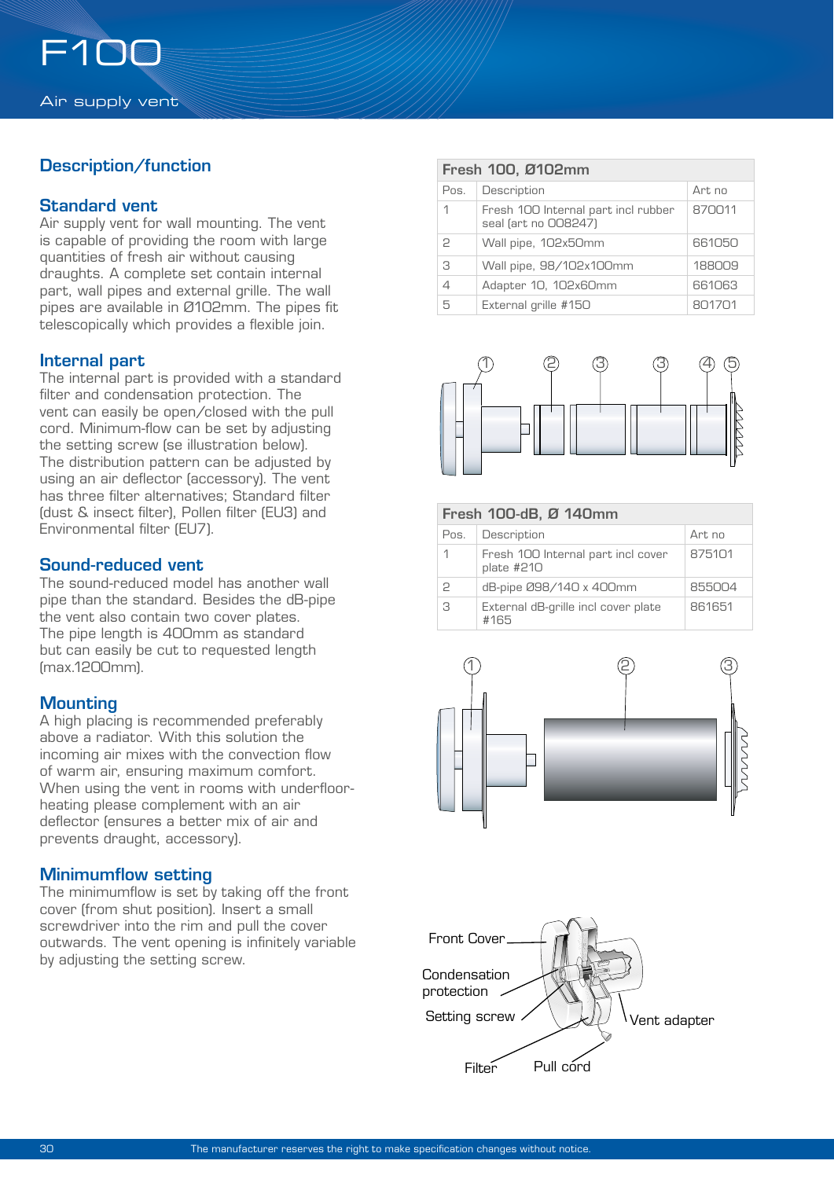# F100

Air supply vent

## Description/function

### Standard vent

Air supply vent for wall mounting. The vent is capable of providing the room with large quantities of fresh air without causing draughts. A complete set contain internal part, wall pipes and external grille. The wall pipes are available in Ø102mm. The pipes fit telescopically which provides a flexible join.

### Internal part

The internal part is provided with a standard filter and condensation protection. The vent can easily be open/closed with the pull cord. Minimum-flow can be set by adjusting the setting screw (se illustration below). The distribution pattern can be adjusted by using an air deflector (accessory). The vent has three filter alternatives; Standard filter (dust & insect filter), Pollen filter (EU3) and Environmental filter (EU7).

### Sound-reduced vent

The sound-reduced model has another wall pipe than the standard. Besides the dB-pipe the vent also contain two cover plates. The pipe length is 400mm as standard but can easily be cut to requested length (max.1200mm).

### Mounting

A high placing is recommended preferably above a radiator. With this solution the incoming air mixes with the convection flow of warm air, ensuring maximum comfort. When using the vent in rooms with underfloor-heating please complement with an air deflector (ensures a better mix of air and prevents draught, accessory).

### Minimumflow setting

The minimumflow is set by taking off the front cover (from shut position). Insert a small screwdriver into the rim and pull the cover outwards. The vent opening is infinitely variable by adjusting the setting screw.

**Fresh 100, Ø102mm**

| Pos. | Description | Art no |
|---|---|---|
| 1 | Fresh 100 Internal part incl rubber seal (art no 008247) | 870011 |
| 2 | Wall pipe, 102x50mm | 661050 |
| 3 | Wall pipe, 98/102x100mm | 188009 |
| 4 | Adapter 10, 102x60mm | 661063 |
| 5 | External grille #150 | 801701 |

**Fresh 100-dB, Ø 140mm**

| Pos. | Description | Art no |
|---|---|---|
| 1 | Fresh 100 Internal part incl cover plate #210 | 875101 |
| 2 | dB-pipe Ø98/140 x 400mm | 855004 |
| 3 | External dB-grille incl cover plate #165 | 861651 |

Front Cover, Condensation protection, Setting screw, Filter, Pull cord, Vent adapter

The manufacturer reserves the right to make specification changes without notice.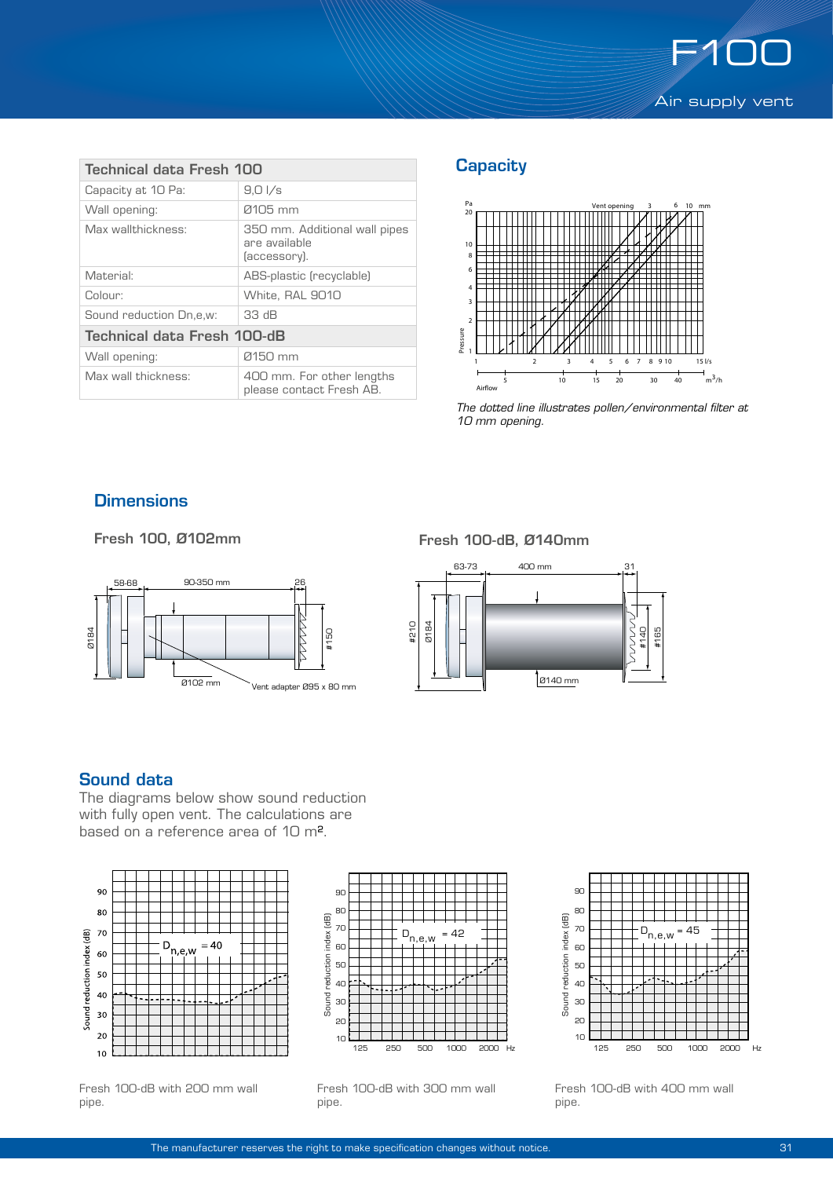# F100

Air supply vent

| Technical data Fresh 100 | |
|---|---|
| Capacity at 10 Pa: | 9,0 l/s |
| Wall opening: | Ø105 mm |
| Max wallthickness: | 350 mm. Additional wall pipes are available (accessory). |
| Material: | ABS-plastic (recyclable) |
| Colour: | White, RAL 9010 |
| Sound reduction Dn,e,w: | 33 dB |
| **Technical data Fresh 100-dB** | |
| Wall opening: | Ø150 mm |
| Max wall thickness: | 400 mm. For other lengths please contact Fresh AB. |

## Capacity

*The dotted line illustrates pollen/environmental filter at 10 mm opening.*

## Dimensions

**Fresh 100, Ø102mm**

**Fresh 100-dB, Ø140mm**

## Sound data

The diagrams below show sound reduction with fully open vent. The calculations are based on a reference area of 10 m².

Fresh 100-dB with 200 mm wall pipe.

Fresh 100-dB with 300 mm wall pipe.

Fresh 100-dB with 400 mm wall pipe.

The manufacturer reserves the right to make specification changes without notice.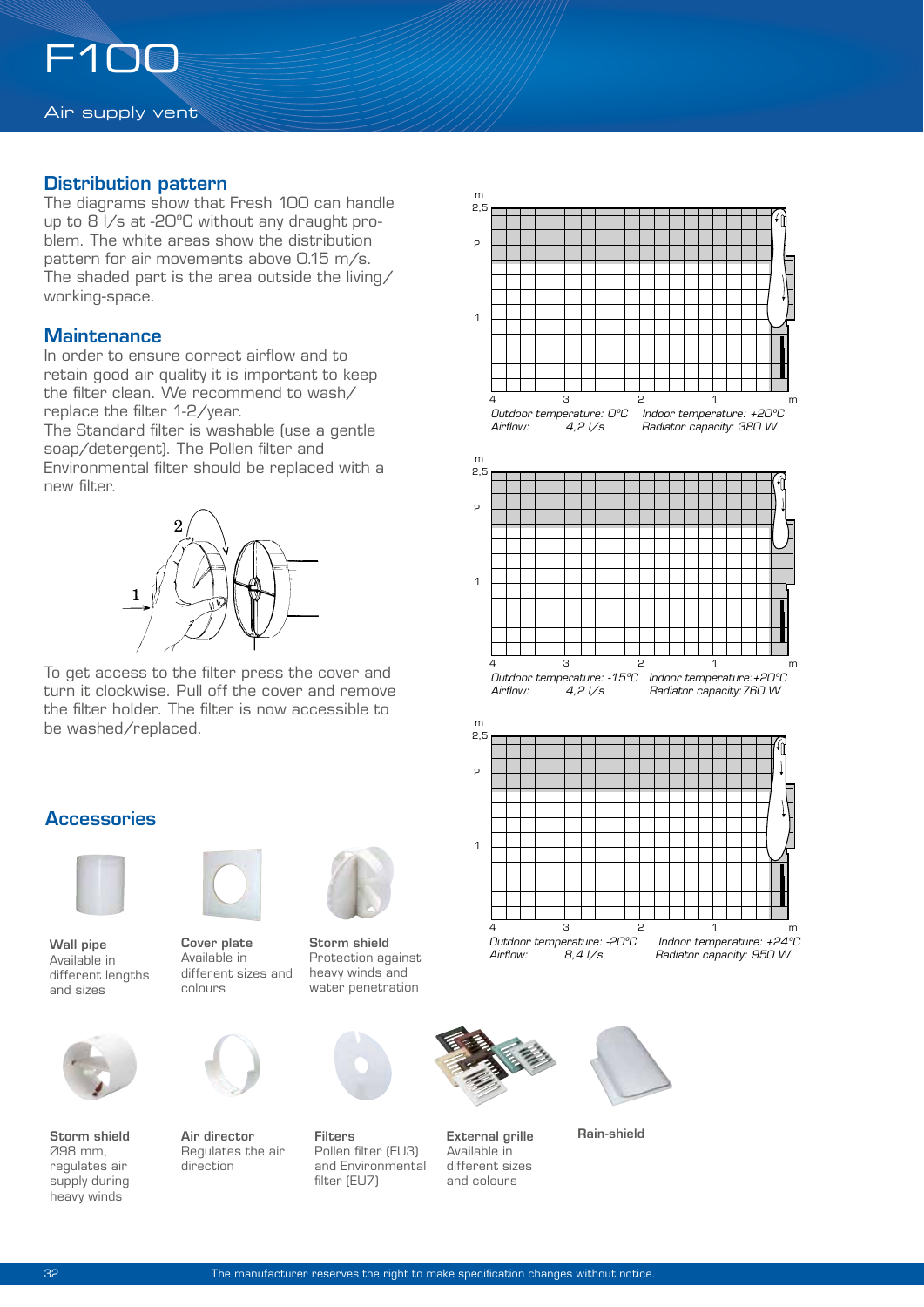# F100

Air supply vent

## Distribution pattern

The diagrams show that Fresh 100 can handle up to 8 l/s at -20°C without any draught problem. The white areas show the distribution pattern for air movements above 0.15 m/s. The shaded part is the area outside the living/working-space.

## Maintenance

In order to ensure correct airflow and to retain good air quality it is important to keep the filter clean. We recommend to wash/replace the filter 1-2/year.
The Standard filter is washable (use a gentle soap/detergent). The Pollen filter and Environmental filter should be replaced with a new filter.

2
1

To get access to the filter press the cover and turn it clockwise. Pull off the cover and remove the filter holder. The filter is now accessible to be washed/replaced.

m
2,5
2
1
4 3 2 1 m

*Outdoor temperature: 0°C* *Indoor temperature: +20°C*
*Airflow: 4,2 l/s* *Radiator capacity: 380 W*

m
2,5
2
1
4 3 2 1 m

*Outdoor temperature: -15°C* *Indoor temperature:+20°C*
*Airflow: 4,2 l/s* *Radiator capacity: 760 W*

m
2,5
2
1
4 3 2 1 m

*Outdoor temperature: -20°C* *Indoor temperature: +24°C*
*Airflow: 8,4 l/s* *Radiator capacity: 950 W*

## Accessories

**Wall pipe**
Available in different lengths and sizes

**Cover plate**
Available in different sizes and colours

**Storm shield**
Protection against heavy winds and water penetration

**Storm shield**
Ø98 mm, regulates air supply during heavy winds

**Air director**
Regulates the air direction

**Filters**
Pollen filter (EU3) and Environmental filter (EU7)

**External grille**
Available in different sizes and colours

**Rain-shield**

The manufacturer reserves the right to make specification changes without notice.